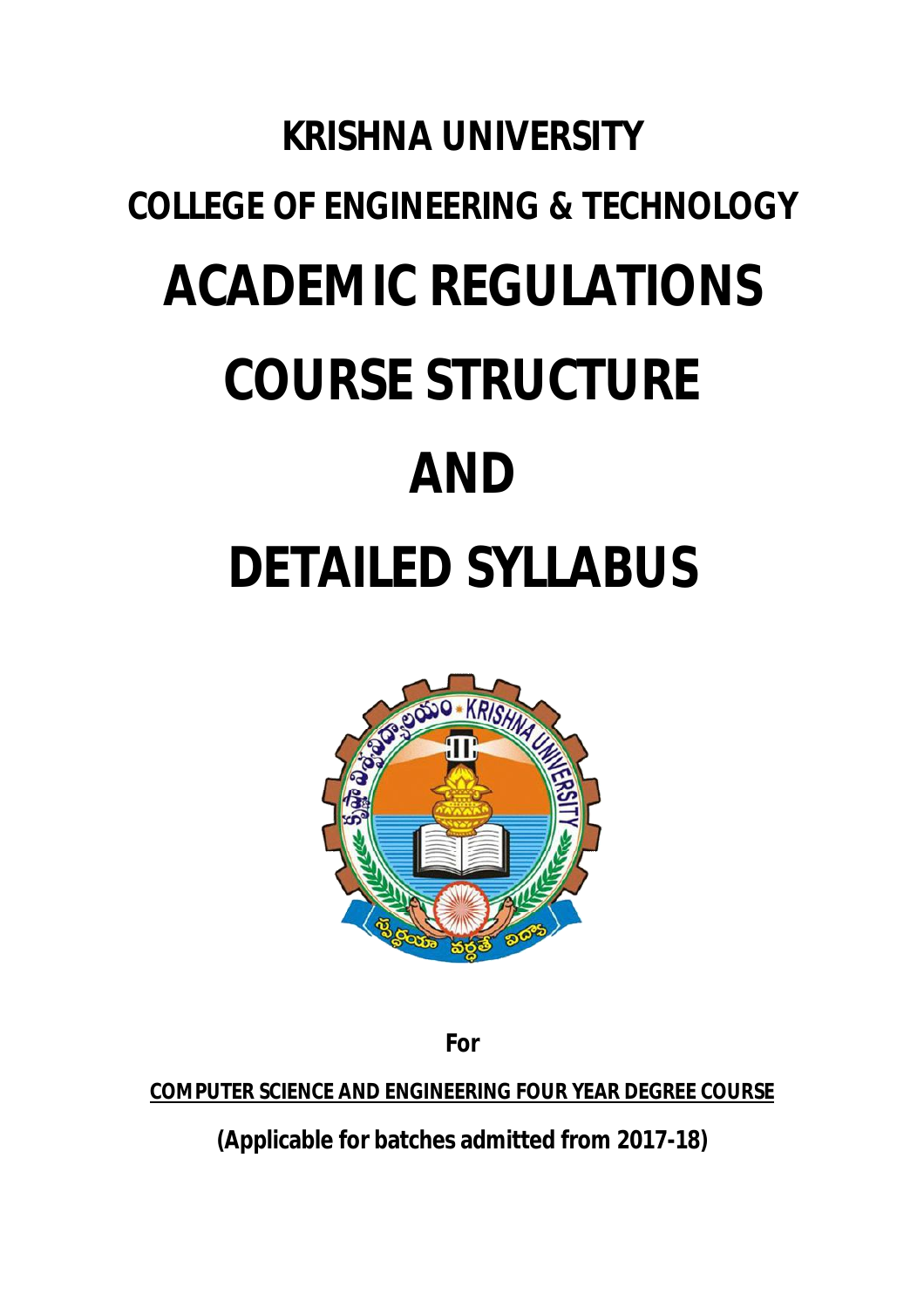# KRISHNA UNIVERSITY

## COLLEGE OF ENGINEERING & TECHNOLOGY

# ACADEMIC REGULATIONS

# COURSE STRUCTURE

# AND

# DETAILED SYLLABUS

**For**

**COMPUTER SCIENCE AND ENGINEERING FOUR YEAR DEGREE COURSE**

**(Applicable for batches admitted from 2017-18)**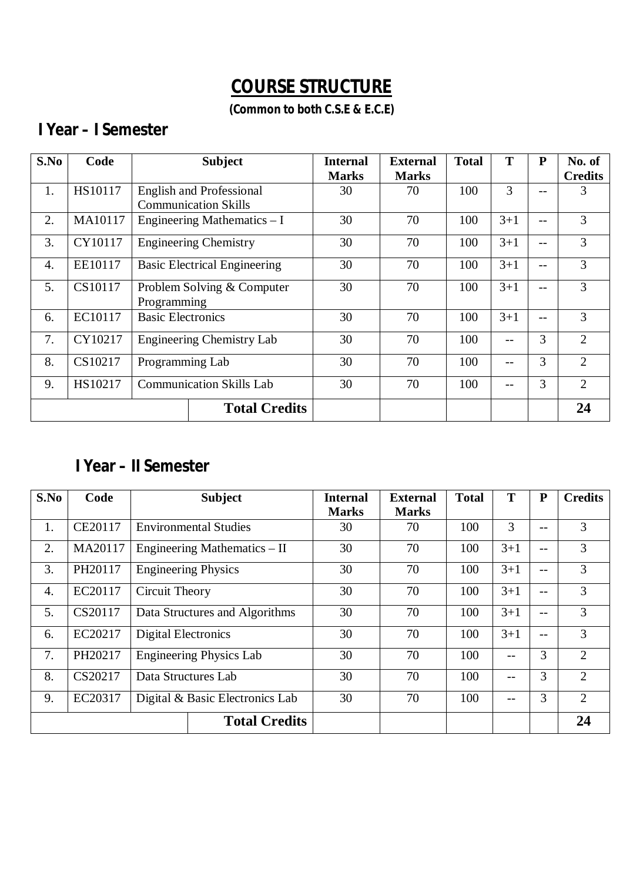# COURSE STRUCTURE

**(Common to both C.S.E & E.C.E)**

## I Year – I Semester

| S.No | Code | Subject | Internal Marks | External Marks | Total | T | P | No. of Credits |
|---|---|---|---|---|---|---|---|---|
| 1. | HS10117 | English and Professional Communication Skills | 30 | 70 | 100 | 3 | -- | 3 |
| 2. | MA10117 | Engineering Mathematics – I | 30 | 70 | 100 | 3+1 | -- | 3 |
| 3. | CY10117 | Engineering Chemistry | 30 | 70 | 100 | 3+1 | -- | 3 |
| 4. | EE10117 | Basic Electrical Engineering | 30 | 70 | 100 | 3+1 | -- | 3 |
| 5. | CS10117 | Problem Solving & Computer Programming | 30 | 70 | 100 | 3+1 | -- | 3 |
| 6. | EC10117 | Basic Electronics | 30 | 70 | 100 | 3+1 | -- | 3 |
| 7. | CY10217 | Engineering Chemistry Lab | 30 | 70 | 100 | -- | 3 | 2 |
| 8. | CS10217 | Programming Lab | 30 | 70 | 100 | -- | 3 | 2 |
| 9. | HS10217 | Communication Skills Lab | 30 | 70 | 100 | -- | 3 | 2 |
| | | **Total Credits** | | | | | | **24** |

## I Year – II Semester

| S.No | Code | Subject | Internal Marks | External Marks | Total | T | P | Credits |
|---|---|---|---|---|---|---|---|---|
| 1. | CE20117 | Environmental Studies | 30 | 70 | 100 | 3 | -- | 3 |
| 2. | MA20117 | Engineering Mathematics – II | 30 | 70 | 100 | 3+1 | -- | 3 |
| 3. | PH20117 | Engineering Physics | 30 | 70 | 100 | 3+1 | -- | 3 |
| 4. | EC20117 | Circuit Theory | 30 | 70 | 100 | 3+1 | -- | 3 |
| 5. | CS20117 | Data Structures and Algorithms | 30 | 70 | 100 | 3+1 | -- | 3 |
| 6. | EC20217 | Digital Electronics | 30 | 70 | 100 | 3+1 | -- | 3 |
| 7. | PH20217 | Engineering Physics Lab | 30 | 70 | 100 | -- | 3 | 2 |
| 8. | CS20217 | Data Structures Lab | 30 | 70 | 100 | -- | 3 | 2 |
| 9. | EC20317 | Digital & Basic Electronics Lab | 30 | 70 | 100 | -- | 3 | 2 |
| | | **Total Credits** | | | | | | **24** |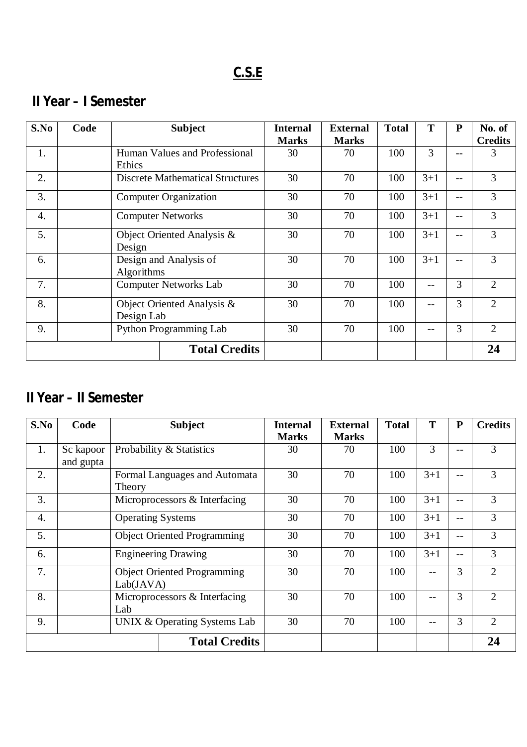# C.S.E

## II Year – I Semester

| S.No | Code | Subject | Internal Marks | External Marks | Total | T | P | No. of Credits |
|---|---|---|---|---|---|---|---|---|
| 1. | | Human Values and Professional Ethics | 30 | 70 | 100 | 3 | -- | 3 |
| 2. | | Discrete Mathematical Structures | 30 | 70 | 100 | 3+1 | -- | 3 |
| 3. | | Computer Organization | 30 | 70 | 100 | 3+1 | -- | 3 |
| 4. | | Computer Networks | 30 | 70 | 100 | 3+1 | -- | 3 |
| 5. | | Object Oriented Analysis & Design | 30 | 70 | 100 | 3+1 | -- | 3 |
| 6. | | Design and Analysis of Algorithms | 30 | 70 | 100 | 3+1 | -- | 3 |
| 7. | | Computer Networks Lab | 30 | 70 | 100 | -- | 3 | 2 |
| 8. | | Object Oriented Analysis & Design Lab | 30 | 70 | 100 | -- | 3 | 2 |
| 9. | | Python Programming Lab | 30 | 70 | 100 | -- | 3 | 2 |
| | | **Total Credits** | | | | | | **24** |

## II Year – II Semester

| S.No | Code | Subject | Internal Marks | External Marks | Total | T | P | Credits |
|---|---|---|---|---|---|---|---|---|
| 1. | Sc kapoor and gupta | Probability & Statistics | 30 | 70 | 100 | 3 | -- | 3 |
| 2. | | Formal Languages and Automata Theory | 30 | 70 | 100 | 3+1 | -- | 3 |
| 3. | | Microprocessors & Interfacing | 30 | 70 | 100 | 3+1 | -- | 3 |
| 4. | | Operating Systems | 30 | 70 | 100 | 3+1 | -- | 3 |
| 5. | | Object Oriented Programming | 30 | 70 | 100 | 3+1 | -- | 3 |
| 6. | | Engineering Drawing | 30 | 70 | 100 | 3+1 | -- | 3 |
| 7. | | Object Oriented Programming Lab(JAVA) | 30 | 70 | 100 | -- | 3 | 2 |
| 8. | | Microprocessors & Interfacing Lab | 30 | 70 | 100 | -- | 3 | 2 |
| 9. | | UNIX & Operating Systems Lab | 30 | 70 | 100 | -- | 3 | 2 |
| | | **Total Credits** | | | | | | **24** |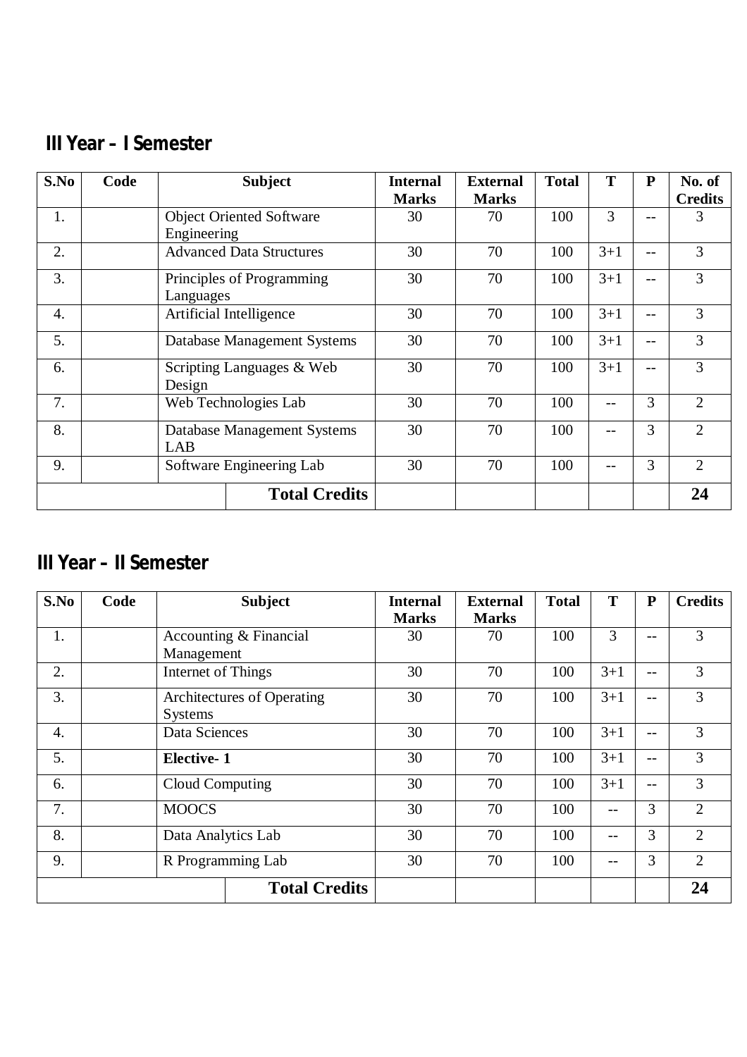## III Year – I Semester

| S.No | Code | Subject | Internal Marks | External Marks | Total | T | P | No. of Credits |
|---|---|---|---|---|---|---|---|---|
| 1. | | Object Oriented Software Engineering | 30 | 70 | 100 | 3 | -- | 3 |
| 2. | | Advanced Data Structures | 30 | 70 | 100 | 3+1 | -- | 3 |
| 3. | | Principles of Programming Languages | 30 | 70 | 100 | 3+1 | -- | 3 |
| 4. | | Artificial Intelligence | 30 | 70 | 100 | 3+1 | -- | 3 |
| 5. | | Database Management Systems | 30 | 70 | 100 | 3+1 | -- | 3 |
| 6. | | Scripting Languages & Web Design | 30 | 70 | 100 | 3+1 | -- | 3 |
| 7. | | Web Technologies Lab | 30 | 70 | 100 | -- | 3 | 2 |
| 8. | | Database Management Systems LAB | 30 | 70 | 100 | -- | 3 | 2 |
| 9. | | Software Engineering Lab | 30 | 70 | 100 | -- | 3 | 2 |
| | | **Total Credits** | | | | | | **24** |

## III Year – II Semester

| S.No | Code | Subject | Internal Marks | External Marks | Total | T | P | Credits |
|---|---|---|---|---|---|---|---|---|
| 1. | | Accounting & Financial Management | 30 | 70 | 100 | 3 | -- | 3 |
| 2. | | Internet of Things | 30 | 70 | 100 | 3+1 | -- | 3 |
| 3. | | Architectures of Operating Systems | 30 | 70 | 100 | 3+1 | -- | 3 |
| 4. | | Data Sciences | 30 | 70 | 100 | 3+1 | -- | 3 |
| 5. | | **Elective- 1** | 30 | 70 | 100 | 3+1 | -- | 3 |
| 6. | | Cloud Computing | 30 | 70 | 100 | 3+1 | -- | 3 |
| 7. | | MOOCS | 30 | 70 | 100 | -- | 3 | 2 |
| 8. | | Data Analytics Lab | 30 | 70 | 100 | -- | 3 | 2 |
| 9. | | R Programming Lab | 30 | 70 | 100 | -- | 3 | 2 |
| | | **Total Credits** | | | | | | **24** |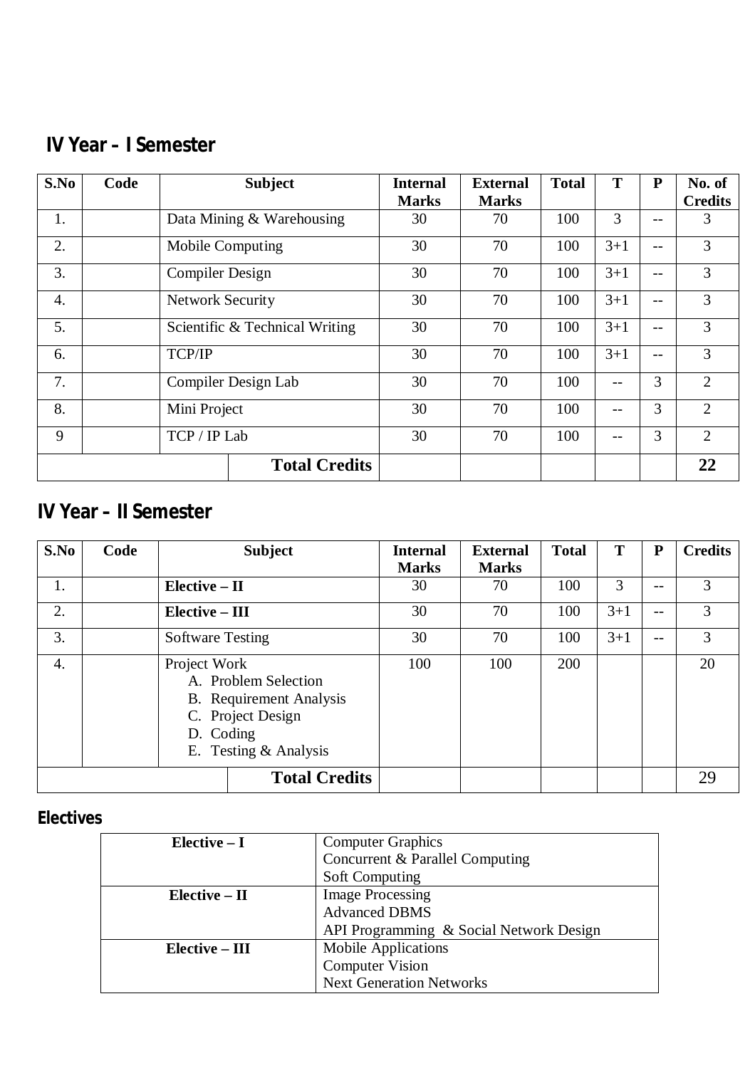## IV Year – I Semester

| S.No | Code | Subject | Internal Marks | External Marks | Total | T | P | No. of Credits |
|---|---|---|---|---|---|---|---|---|
| 1. | | Data Mining & Warehousing | 30 | 70 | 100 | 3 | -- | 3 |
| 2. | | Mobile Computing | 30 | 70 | 100 | 3+1 | -- | 3 |
| 3. | | Compiler Design | 30 | 70 | 100 | 3+1 | -- | 3 |
| 4. | | Network Security | 30 | 70 | 100 | 3+1 | -- | 3 |
| 5. | | Scientific & Technical Writing | 30 | 70 | 100 | 3+1 | -- | 3 |
| 6. | | TCP/IP | 30 | 70 | 100 | 3+1 | -- | 3 |
| 7. | | Compiler Design Lab | 30 | 70 | 100 | -- | 3 | 2 |
| 8. | | Mini Project | 30 | 70 | 100 | -- | 3 | 2 |
| 9 | | TCP / IP Lab | 30 | 70 | 100 | -- | 3 | 2 |
| | | **Total Credits** | | | | | | **22** |

## IV Year – II Semester

| S.No | Code | Subject | Internal Marks | External Marks | Total | T | P | Credits |
|---|---|---|---|---|---|---|---|---|
| 1. | | **Elective – II** | 30 | 70 | 100 | 3 | -- | 3 |
| 2. | | **Elective – III** | 30 | 70 | 100 | 3+1 | -- | 3 |
| 3. | | Software Testing | 30 | 70 | 100 | 3+1 | -- | 3 |
| 4. | | Project Work<br>A. Problem Selection<br>B. Requirement Analysis<br>C. Project Design<br>D. Coding<br>E. Testing & Analysis | 100 | 100 | 200 | | | 20 |
| | | **Total Credits** | | | | | | 29 |

## Electives

| | |
|---|---|
| **Elective – I** | Computer Graphics<br>Concurrent & Parallel Computing<br>Soft Computing |
| **Elective – II** | Image Processing<br>Advanced DBMS<br>API Programming & Social Network Design |
| **Elective – III** | Mobile Applications<br>Computer Vision<br>Next Generation Networks |